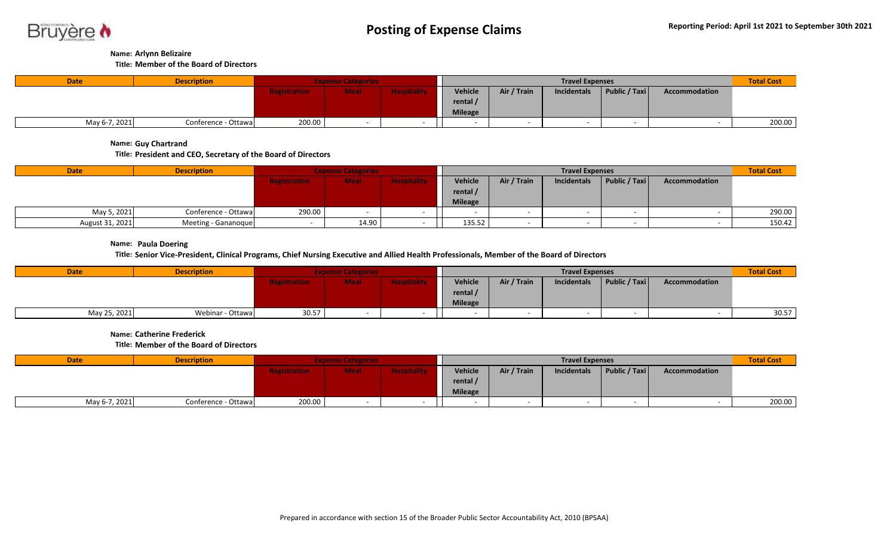# Posting of Expense Claims

**Reporting Period: April 1st 2021 to September 30th 2021**

**Name: Arlynn Belizaire**
**Title: Member of the Board of Directors**

| Date | Description | Expense Categories | | | Travel Expenses | | | | | Total Cost |
|---|---|---|---|---|---|---|---|---|---|---|
| | | Registration | Meal | Hospitality | Vehicle rental / Mileage | Air / Train | Incidentals | Public / Taxi | Accommodation | |
| May 6-7, 2021 | Conference - Ottawa | 200.00 | - | - | - | - | - | - | - | 200.00 |

**Name: Guy Chartrand**
**Title: President and CEO, Secretary of the Board of Directors**

| Date | Description | Expense Categories | | | Travel Expenses | | | | | Total Cost |
|---|---|---|---|---|---|---|---|---|---|---|
| | | Registration | Meal | Hospitality | Vehicle rental / Mileage | Air / Train | Incidentals | Public / Taxi | Accommodation | |
| May 5, 2021 | Conference - Ottawa | 290.00 | - | - | - | - | - | - | - | 290.00 |
| August 31, 2021 | Meeting - Gananoque | - | 14.90 | - | 135.52 | - | - | - | - | 150.42 |

**Name: Paula Doering**
**Title: Senior Vice-President, Clinical Programs, Chief Nursing Executive and Allied Health Professionals, Member of the Board of Directors**

| Date | Description | Expense Categories | | | Travel Expenses | | | | | Total Cost |
|---|---|---|---|---|---|---|---|---|---|---|
| | | Registration | Meal | Hospitality | Vehicle rental / Mileage | Air / Train | Incidentals | Public / Taxi | Accommodation | |
| May 25, 2021 | Webinar - Ottawa | 30.57 | - | - | - | - | - | - | - | 30.57 |

**Name: Catherine Frederick**
**Title: Member of the Board of Directors**

| Date | Description | Expense Categories | | | Travel Expenses | | | | | Total Cost |
|---|---|---|---|---|---|---|---|---|---|---|
| | | Registration | Meal | Hospitality | Vehicle rental / Mileage | Air / Train | Incidentals | Public / Taxi | Accommodation | |
| May 6-7, 2021 | Conference - Ottawa | 200.00 | - | - | - | - | - | - | - | 200.00 |

Prepared in accordance with section 15 of the Broader Public Sector Accountability Act, 2010 (BPSAA)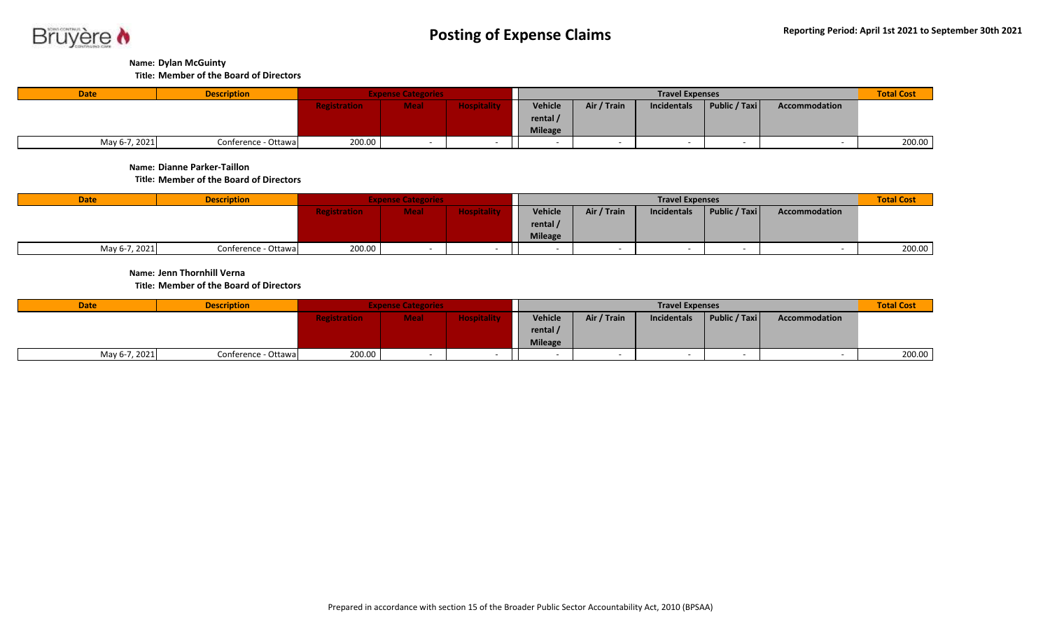# Posting of Expense Claims

**Reporting Period: April 1st 2021 to September 30th 2021**

**Name: Dylan McGuinty**
**Title: Member of the Board of Directors**

| Date | Description | Expense Categories | | | Travel Expenses | | | | | Total Cost |
|---|---|---|---|---|---|---|---|---|---|---|
| | | Registration | Meal | Hospitality | Vehicle rental / Mileage | Air / Train | Incidentals | Public / Taxi | Accommodation | |
| May 6-7, 2021 | Conference - Ottawa | 200.00 | - | - | - | - | - | - | - | 200.00 |

**Name: Dianne Parker-Taillon**
**Title: Member of the Board of Directors**

| Date | Description | Expense Categories | | | Travel Expenses | | | | | Total Cost |
|---|---|---|---|---|---|---|---|---|---|---|
| | | Registration | Meal | Hospitality | Vehicle rental / Mileage | Air / Train | Incidentals | Public / Taxi | Accommodation | |
| May 6-7, 2021 | Conference - Ottawa | 200.00 | - | - | - | - | - | - | - | 200.00 |

**Name: Jenn Thornhill Verna**
**Title: Member of the Board of Directors**

| Date | Description | Expense Categories | | | Travel Expenses | | | | | Total Cost |
|---|---|---|---|---|---|---|---|---|---|---|
| | | Registration | Meal | Hospitality | Vehicle rental / Mileage | Air / Train | Incidentals | Public / Taxi | Accommodation | |
| May 6-7, 2021 | Conference - Ottawa | 200.00 | - | - | - | - | - | - | - | 200.00 |

Prepared in accordance with section 15 of the Broader Public Sector Accountability Act, 2010 (BPSAA)